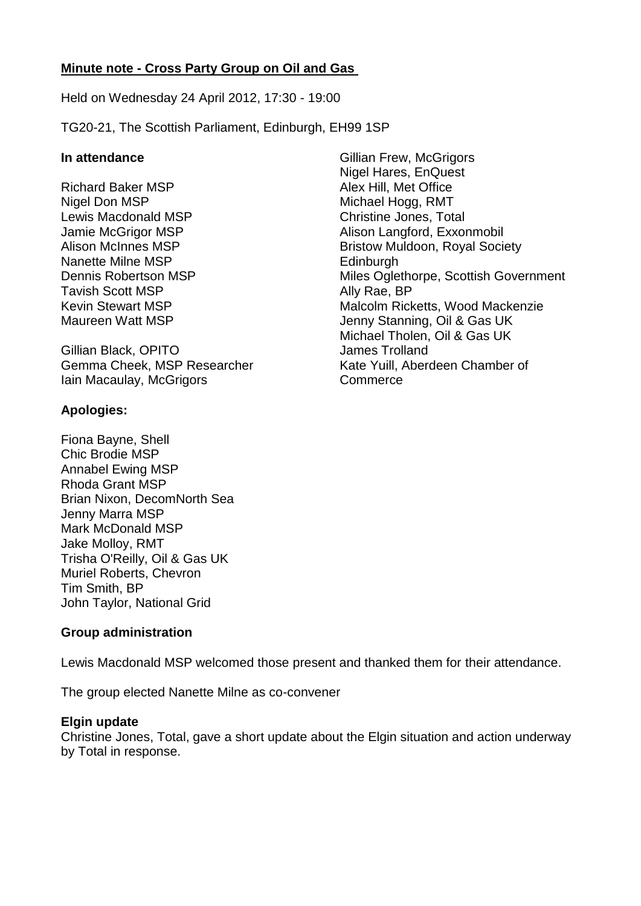**Minute note - Cross Party Group on Oil and Gas**

Held on Wednesday 24 April 2012, 17:30 - 19:00

TG20-21, The Scottish Parliament, Edinburgh, EH99 1SP

**In attendance**

Richard Baker MSP
Nigel Don MSP
Lewis Macdonald MSP
Jamie McGrigor MSP
Alison McInnes MSP
Nanette Milne MSP
Dennis Robertson MSP
Tavish Scott MSP
Kevin Stewart MSP
Maureen Watt MSP

Gillian Black, OPITO
Gemma Cheek, MSP Researcher
Iain Macaulay, McGrigors
Gillian Frew, McGrigors
Nigel Hares, EnQuest
Alex Hill, Met Office
Michael Hogg, RMT
Christine Jones, Total
Alison Langford, Exxonmobil
Bristow Muldoon, Royal Society Edinburgh
Miles Oglethorpe, Scottish Government
Ally Rae, BP
Malcolm Ricketts, Wood Mackenzie
Jenny Stanning, Oil & Gas UK
Michael Tholen, Oil & Gas UK
James Trolland
Kate Yuill, Aberdeen Chamber of Commerce

**Apologies:**

Fiona Bayne, Shell
Chic Brodie MSP
Annabel Ewing MSP
Rhoda Grant MSP
Brian Nixon, DecomNorth Sea
Jenny Marra MSP
Mark McDonald MSP
Jake Molloy, RMT
Trisha O'Reilly, Oil & Gas UK
Muriel Roberts, Chevron
Tim Smith, BP
John Taylor, National Grid

**Group administration**

Lewis Macdonald MSP welcomed those present and thanked them for their attendance.

The group elected Nanette Milne as co-convener

**Elgin update**

Christine Jones, Total, gave a short update about the Elgin situation and action underway by Total in response.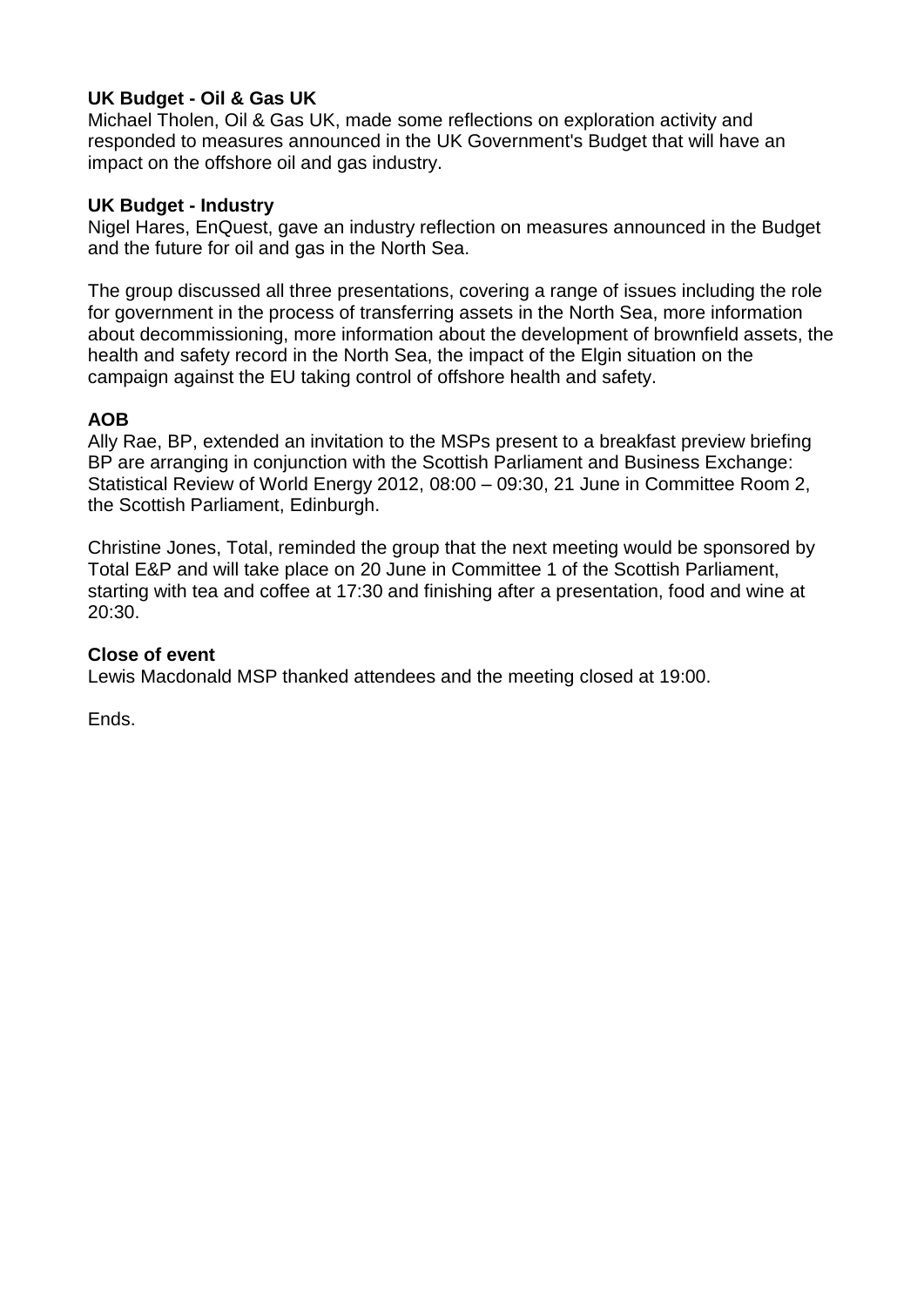**UK Budget - Oil & Gas UK**
Michael Tholen, Oil & Gas UK, made some reflections on exploration activity and responded to measures announced in the UK Government's Budget that will have an impact on the offshore oil and gas industry.

**UK Budget - Industry**
Nigel Hares, EnQuest, gave an industry reflection on measures announced in the Budget and the future for oil and gas in the North Sea.

The group discussed all three presentations, covering a range of issues including the role for government in the process of transferring assets in the North Sea, more information about decommissioning, more information about the development of brownfield assets, the health and safety record in the North Sea, the impact of the Elgin situation on the campaign against the EU taking control of offshore health and safety.

**AOB**
Ally Rae, BP, extended an invitation to the MSPs present to a breakfast preview briefing BP are arranging in conjunction with the Scottish Parliament and Business Exchange: Statistical Review of World Energy 2012, 08:00 – 09:30, 21 June in Committee Room 2, the Scottish Parliament, Edinburgh.

Christine Jones, Total, reminded the group that the next meeting would be sponsored by Total E&P and will take place on 20 June in Committee 1 of the Scottish Parliament, starting with tea and coffee at 17:30 and finishing after a presentation, food and wine at 20:30.

**Close of event**
Lewis Macdonald MSP thanked attendees and the meeting closed at 19:00.

Ends.